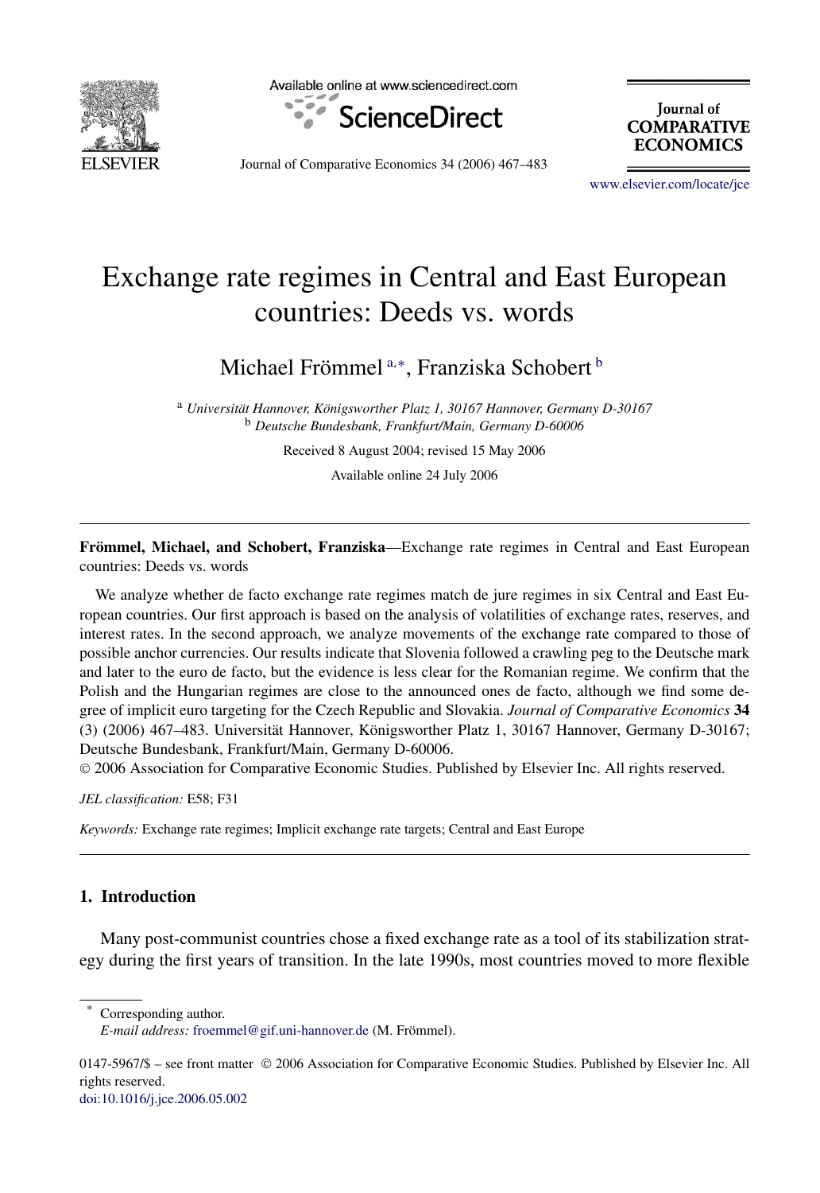# Exchange rate regimes in Central and East European countries: Deeds vs. words

Michael Frömmel [a,*], Franziska Schobert [b]

[a] *Universität Hannover, Königsworther Platz 1, 30167 Hannover, Germany D-30167*
[b] *Deutsche Bundesbank, Frankfurt/Main, Germany D-60006*

Received 8 August 2004; revised 15 May 2006

Available online 24 July 2006

---

**Frömmel, Michael, and Schobert, Franziska**—Exchange rate regimes in Central and East European countries: Deeds vs. words

We analyze whether de facto exchange rate regimes match de jure regimes in six Central and East European countries. Our first approach is based on the analysis of volatilities of exchange rates, reserves, and interest rates. In the second approach, we analyze movements of the exchange rate compared to those of possible anchor currencies. Our results indicate that Slovenia followed a crawling peg to the Deutsche mark and later to the euro de facto, but the evidence is less clear for the Romanian regime. We confirm that the Polish and the Hungarian regimes are close to the announced ones de facto, although we find some degree of implicit euro targeting for the Czech Republic and Slovakia. *Journal of Comparative Economics* **34** (3) (2006) 467–483. Universität Hannover, Königsworther Platz 1, 30167 Hannover, Germany D-30167; Deutsche Bundesbank, Frankfurt/Main, Germany D-60006.

© 2006 Association for Comparative Economic Studies. Published by Elsevier Inc. All rights reserved.

*JEL classification:* E58; F31

*Keywords:* Exchange rate regimes; Implicit exchange rate targets; Central and East Europe

---

## 1. Introduction

Many post-communist countries chose a fixed exchange rate as a tool of its stabilization strategy during the first years of transition. In the late 1990s, most countries moved to more flexible

---

\* Corresponding author.
*E-mail address:* froemmel@gif.uni-hannover.de (M. Frömmel).

0147-5967/$ – see front matter © 2006 Association for Comparative Economic Studies. Published by Elsevier Inc. All rights reserved.
doi:10.1016/j.jce.2006.05.002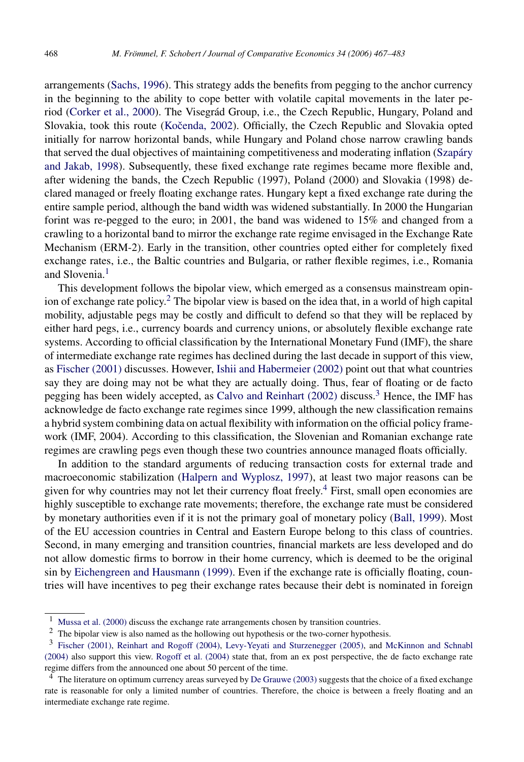arrangements (Sachs, 1996). This strategy adds the benefits from pegging to the anchor currency in the beginning to the ability to cope better with volatile capital movements in the later period (Corker et al., 2000). The Visegrád Group, i.e., the Czech Republic, Hungary, Poland and Slovakia, took this route (Kočenda, 2002). Officially, the Czech Republic and Slovakia opted initially for narrow horizontal bands, while Hungary and Poland chose narrow crawling bands that served the dual objectives of maintaining competitiveness and moderating inflation (Szapáry and Jakab, 1998). Subsequently, these fixed exchange rate regimes became more flexible and, after widening the bands, the Czech Republic (1997), Poland (2000) and Slovakia (1998) declared managed or freely floating exchange rates. Hungary kept a fixed exchange rate during the entire sample period, although the band width was widened substantially. In 2000 the Hungarian forint was re-pegged to the euro; in 2001, the band was widened to 15% and changed from a crawling to a horizontal band to mirror the exchange rate regime envisaged in the Exchange Rate Mechanism (ERM-2). Early in the transition, other countries opted either for completely fixed exchange rates, i.e., the Baltic countries and Bulgaria, or rather flexible regimes, i.e., Romania and Slovenia.[1]

This development follows the bipolar view, which emerged as a consensus mainstream opinion of exchange rate policy.[2] The bipolar view is based on the idea that, in a world of high capital mobility, adjustable pegs may be costly and difficult to defend so that they will be replaced by either hard pegs, i.e., currency boards and currency unions, or absolutely flexible exchange rate systems. According to official classification by the International Monetary Fund (IMF), the share of intermediate exchange rate regimes has declined during the last decade in support of this view, as Fischer (2001) discusses. However, Ishii and Habermeier (2002) point out that what countries say they are doing may not be what they are actually doing. Thus, fear of floating or de facto pegging has been widely accepted, as Calvo and Reinhart (2002) discuss.[3] Hence, the IMF has acknowledge de facto exchange rate regimes since 1999, although the new classification remains a hybrid system combining data on actual flexibility with information on the official policy framework (IMF, 2004). According to this classification, the Slovenian and Romanian exchange rate regimes are crawling pegs even though these two countries announce managed floats officially.

In addition to the standard arguments of reducing transaction costs for external trade and macroeconomic stabilization (Halpern and Wyplosz, 1997), at least two major reasons can be given for why countries may not let their currency float freely.[4] First, small open economies are highly susceptible to exchange rate movements; therefore, the exchange rate must be considered by monetary authorities even if it is not the primary goal of monetary policy (Ball, 1999). Most of the EU accession countries in Central and Eastern Europe belong to this class of countries. Second, in many emerging and transition countries, financial markets are less developed and do not allow domestic firms to borrow in their home currency, which is deemed to be the original sin by Eichengreen and Hausmann (1999). Even if the exchange rate is officially floating, countries will have incentives to peg their exchange rates because their debt is nominated in foreign

---

[1] Mussa et al. (2000) discuss the exchange rate arrangements chosen by transition countries.

[2] The bipolar view is also named as the hollowing out hypothesis or the two-corner hypothesis.

[3] Fischer (2001), Reinhart and Rogoff (2004), Levy-Yeyati and Sturzenegger (2005), and McKinnon and Schnabl (2004) also support this view. Rogoff et al. (2004) state that, from an ex post perspective, the de facto exchange rate regime differs from the announced one about 50 percent of the time.

[4] The literature on optimum currency areas surveyed by De Grauwe (2003) suggests that the choice of a fixed exchange rate is reasonable for only a limited number of countries. Therefore, the choice is between a freely floating and an intermediate exchange rate regime.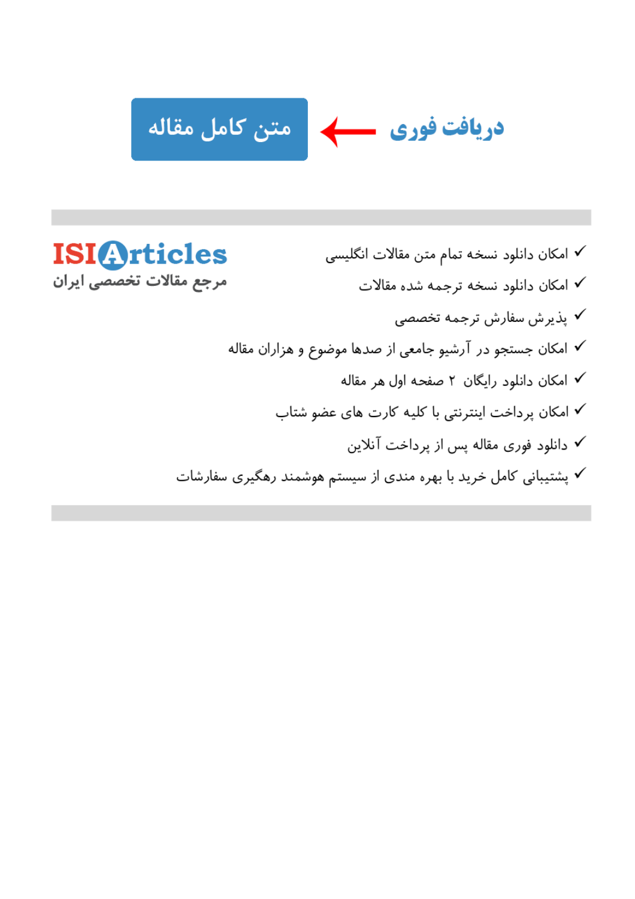دریافت فوری ← متن کامل مقاله

**ISIArticles**
مرجع مقالات تخصصی ایران

- ✓ امکان دانلود نسخه تمام متن مقالات انگلیسی
- ✓ امکان دانلود نسخه ترجمه شده مقالات
- ✓ پذیرش سفارش ترجمه تخصصی
- ✓ امکان جستجو در آرشیو جامعی از صدها موضوع و هزاران مقاله
- ✓ امکان دانلود رایگان ۲ صفحه اول هر مقاله
- ✓ امکان پرداخت اینترنتی با کلیه کارت های عضو شتاب
- ✓ دانلود فوری مقاله پس از پرداخت آنلاین
- ✓ پشتیبانی کامل خرید با بهره مندی از سیستم هوشمند رهگیری سفارشات